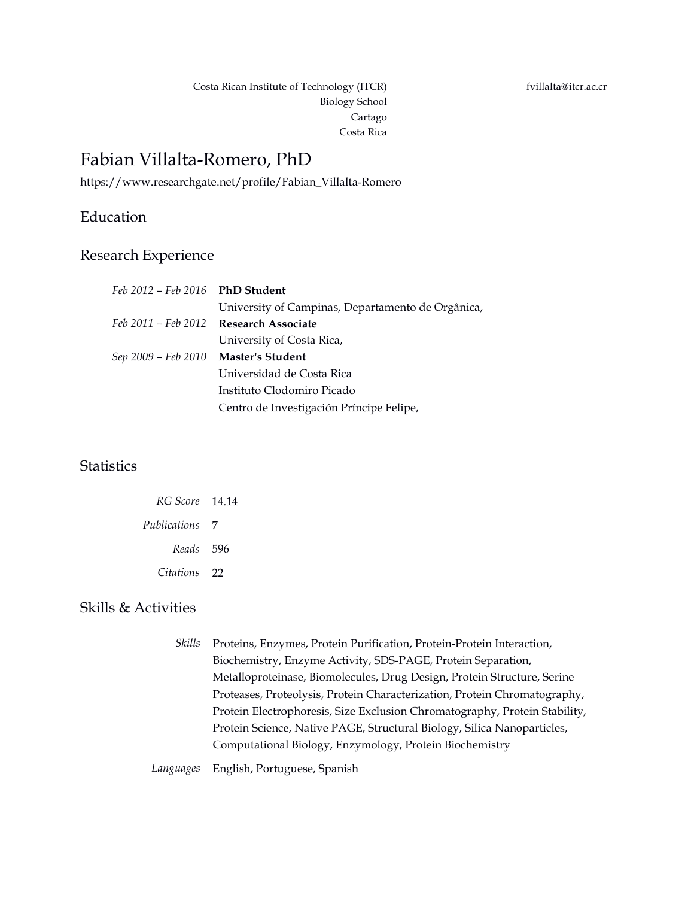Costa Rican Institute of Technology (ITCR)
Biology School
Cartago
Costa Rica

fvillalta@itcr.ac.cr

# Fabian Villalta-Romero, PhD

https://www.researchgate.net/profile/Fabian_Villalta-Romero

## Education

## Research Experience

*Feb 2012 – Feb 2016* **PhD Student**
University of Campinas, Departamento de Orgânica,

*Feb 2011 – Feb 2012* **Research Associate**
University of Costa Rica,

*Sep 2009 – Feb 2010* **Master's Student**
Universidad de Costa Rica
Instituto Clodomiro Picado
Centro de Investigación Príncipe Felipe,

## Statistics

*RG Score* 14.14

*Publications* 7

*Reads* 596

*Citations* 22

## Skills & Activities

*Skills* Proteins, Enzymes, Protein Purification, Protein-Protein Interaction, Biochemistry, Enzyme Activity, SDS-PAGE, Protein Separation, Metalloproteinase, Biomolecules, Drug Design, Protein Structure, Serine Proteases, Proteolysis, Protein Characterization, Protein Chromatography, Protein Electrophoresis, Size Exclusion Chromatography, Protein Stability, Protein Science, Native PAGE, Structural Biology, Silica Nanoparticles, Computational Biology, Enzymology, Protein Biochemistry

*Languages* English, Portuguese, Spanish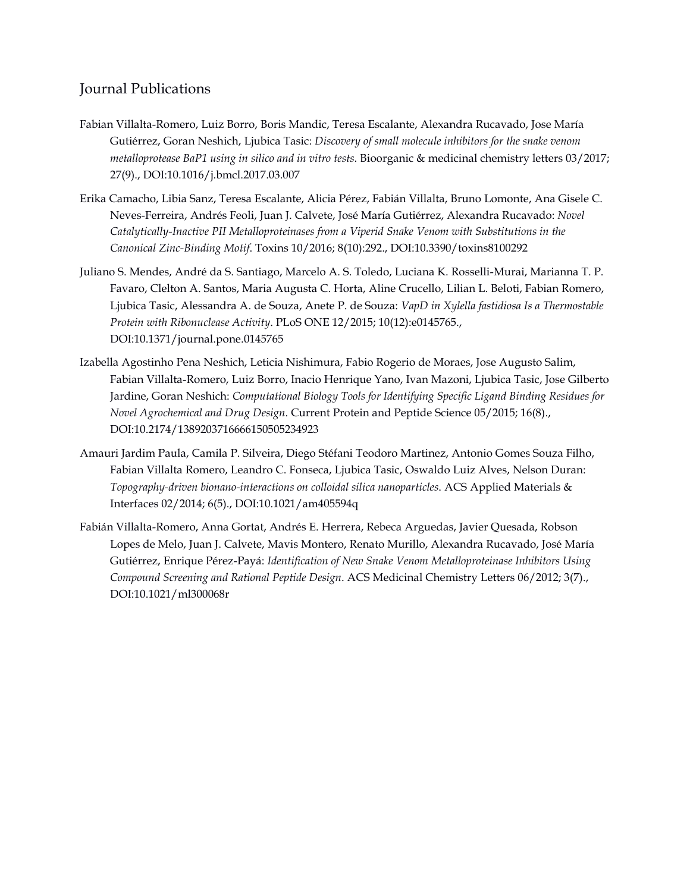## Journal Publications

Fabian Villalta-Romero, Luiz Borro, Boris Mandic, Teresa Escalante, Alexandra Rucavado, Jose María Gutiérrez, Goran Neshich, Ljubica Tasic: *Discovery of small molecule inhibitors for the snake venom metalloprotease BaP1 using in silico and in vitro tests*. Bioorganic & medicinal chemistry letters 03/2017; 27(9)., DOI:10.1016/j.bmcl.2017.03.007

Erika Camacho, Libia Sanz, Teresa Escalante, Alicia Pérez, Fabián Villalta, Bruno Lomonte, Ana Gisele C. Neves-Ferreira, Andrés Feoli, Juan J. Calvete, José María Gutiérrez, Alexandra Rucavado: *Novel Catalytically-Inactive PII Metalloproteinases from a Viperid Snake Venom with Substitutions in the Canonical Zinc-Binding Motif*. Toxins 10/2016; 8(10):292., DOI:10.3390/toxins8100292

Juliano S. Mendes, André da S. Santiago, Marcelo A. S. Toledo, Luciana K. Rosselli-Murai, Marianna T. P. Favaro, Clelton A. Santos, Maria Augusta C. Horta, Aline Crucello, Lilian L. Beloti, Fabian Romero, Ljubica Tasic, Alessandra A. de Souza, Anete P. de Souza: *VapD in Xylella fastidiosa Is a Thermostable Protein with Ribonuclease Activity*. PLoS ONE 12/2015; 10(12):e0145765., DOI:10.1371/journal.pone.0145765

Izabella Agostinho Pena Neshich, Leticia Nishimura, Fabio Rogerio de Moraes, Jose Augusto Salim, Fabian Villalta-Romero, Luiz Borro, Inacio Henrique Yano, Ivan Mazoni, Ljubica Tasic, Jose Gilberto Jardine, Goran Neshich: *Computational Biology Tools for Identifying Specific Ligand Binding Residues for Novel Agrochemical and Drug Design*. Current Protein and Peptide Science 05/2015; 16(8)., DOI:10.2174/1389203716666150505234923

Amauri Jardim Paula, Camila P. Silveira, Diego Stéfani Teodoro Martinez, Antonio Gomes Souza Filho, Fabian Villalta Romero, Leandro C. Fonseca, Ljubica Tasic, Oswaldo Luiz Alves, Nelson Duran: *Topography-driven bionano-interactions on colloidal silica nanoparticles*. ACS Applied Materials & Interfaces 02/2014; 6(5)., DOI:10.1021/am405594q

Fabián Villalta-Romero, Anna Gortat, Andrés E. Herrera, Rebeca Arguedas, Javier Quesada, Robson Lopes de Melo, Juan J. Calvete, Mavis Montero, Renato Murillo, Alexandra Rucavado, José María Gutiérrez, Enrique Pérez-Payá: *Identification of New Snake Venom Metalloproteinase Inhibitors Using Compound Screening and Rational Peptide Design*. ACS Medicinal Chemistry Letters 06/2012; 3(7)., DOI:10.1021/ml300068r